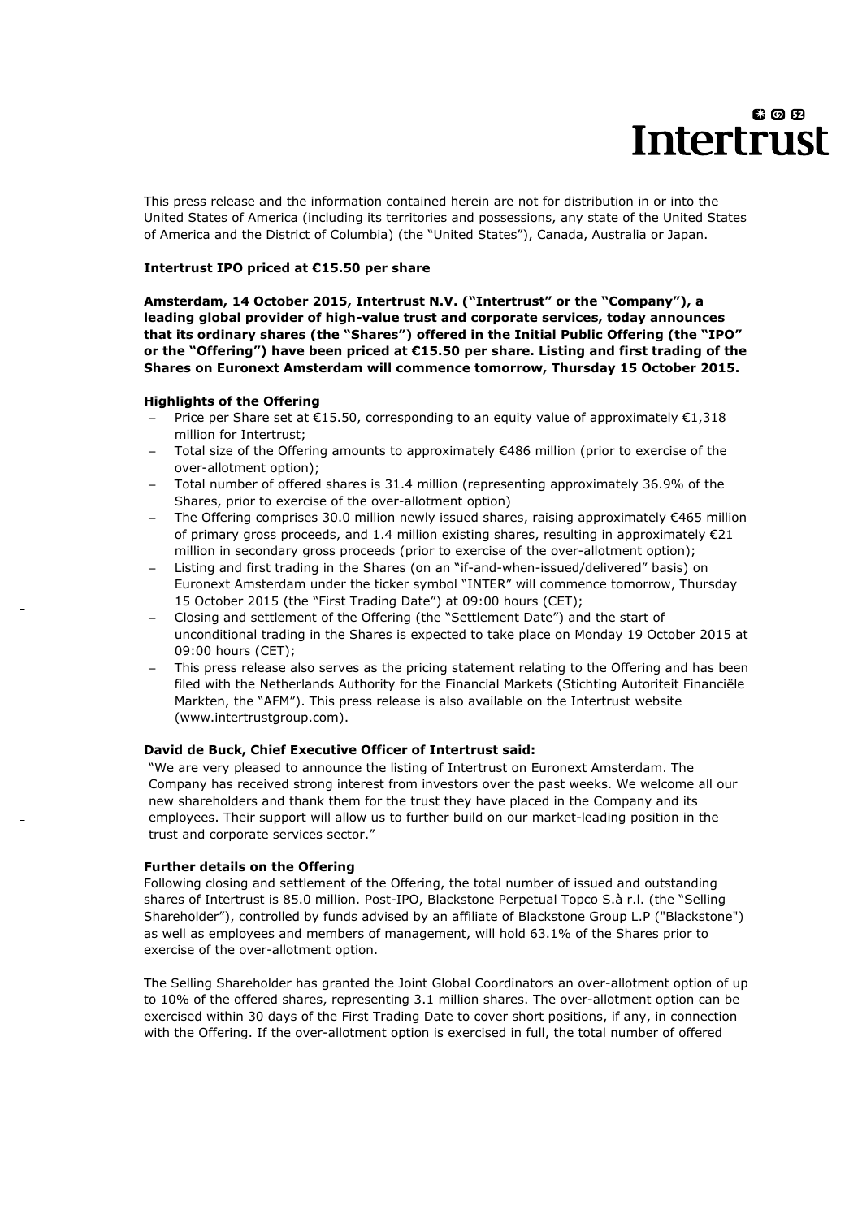This press release and the information contained herein are not for distribution in or into the United States of America (including its territories and possessions, any state of the United States of America and the District of Columbia) (the "United States"), Canada, Australia or Japan.

**Intertrust IPO priced at €15.50 per share**

**Amsterdam, 14 October 2015, Intertrust N.V. ("Intertrust" or the "Company"), a leading global provider of high-value trust and corporate services, today announces that its ordinary shares (the "Shares") offered in the Initial Public Offering (the "IPO" or the "Offering") have been priced at €15.50 per share. Listing and first trading of the Shares on Euronext Amsterdam will commence tomorrow, Thursday 15 October 2015.**

**Highlights of the Offering**

- Price per Share set at €15.50, corresponding to an equity value of approximately €1,318 million for Intertrust;
- Total size of the Offering amounts to approximately €486 million (prior to exercise of the over-allotment option);
- Total number of offered shares is 31.4 million (representing approximately 36.9% of the Shares, prior to exercise of the over-allotment option)
- The Offering comprises 30.0 million newly issued shares, raising approximately €465 million of primary gross proceeds, and 1.4 million existing shares, resulting in approximately €21 million in secondary gross proceeds (prior to exercise of the over-allotment option);
- Listing and first trading in the Shares (on an "if-and-when-issued/delivered" basis) on Euronext Amsterdam under the ticker symbol "INTER" will commence tomorrow, Thursday 15 October 2015 (the "First Trading Date") at 09:00 hours (CET);
- Closing and settlement of the Offering (the "Settlement Date") and the start of unconditional trading in the Shares is expected to take place on Monday 19 October 2015 at 09:00 hours (CET);
- This press release also serves as the pricing statement relating to the Offering and has been filed with the Netherlands Authority for the Financial Markets (Stichting Autoriteit Financiële Markten, the "AFM"). This press release is also available on the Intertrust website (www.intertrustgroup.com).

**David de Buck, Chief Executive Officer of Intertrust said:**

"We are very pleased to announce the listing of Intertrust on Euronext Amsterdam. The Company has received strong interest from investors over the past weeks. We welcome all our new shareholders and thank them for the trust they have placed in the Company and its employees. Their support will allow us to further build on our market-leading position in the trust and corporate services sector."

**Further details on the Offering**

Following closing and settlement of the Offering, the total number of issued and outstanding shares of Intertrust is 85.0 million. Post-IPO, Blackstone Perpetual Topco S.à r.l. (the "Selling Shareholder"), controlled by funds advised by an affiliate of Blackstone Group L.P ("Blackstone") as well as employees and members of management, will hold 63.1% of the Shares prior to exercise of the over-allotment option.

The Selling Shareholder has granted the Joint Global Coordinators an over-allotment option of up to 10% of the offered shares, representing 3.1 million shares. The over-allotment option can be exercised within 30 days of the First Trading Date to cover short positions, if any, in connection with the Offering. If the over-allotment option is exercised in full, the total number of offered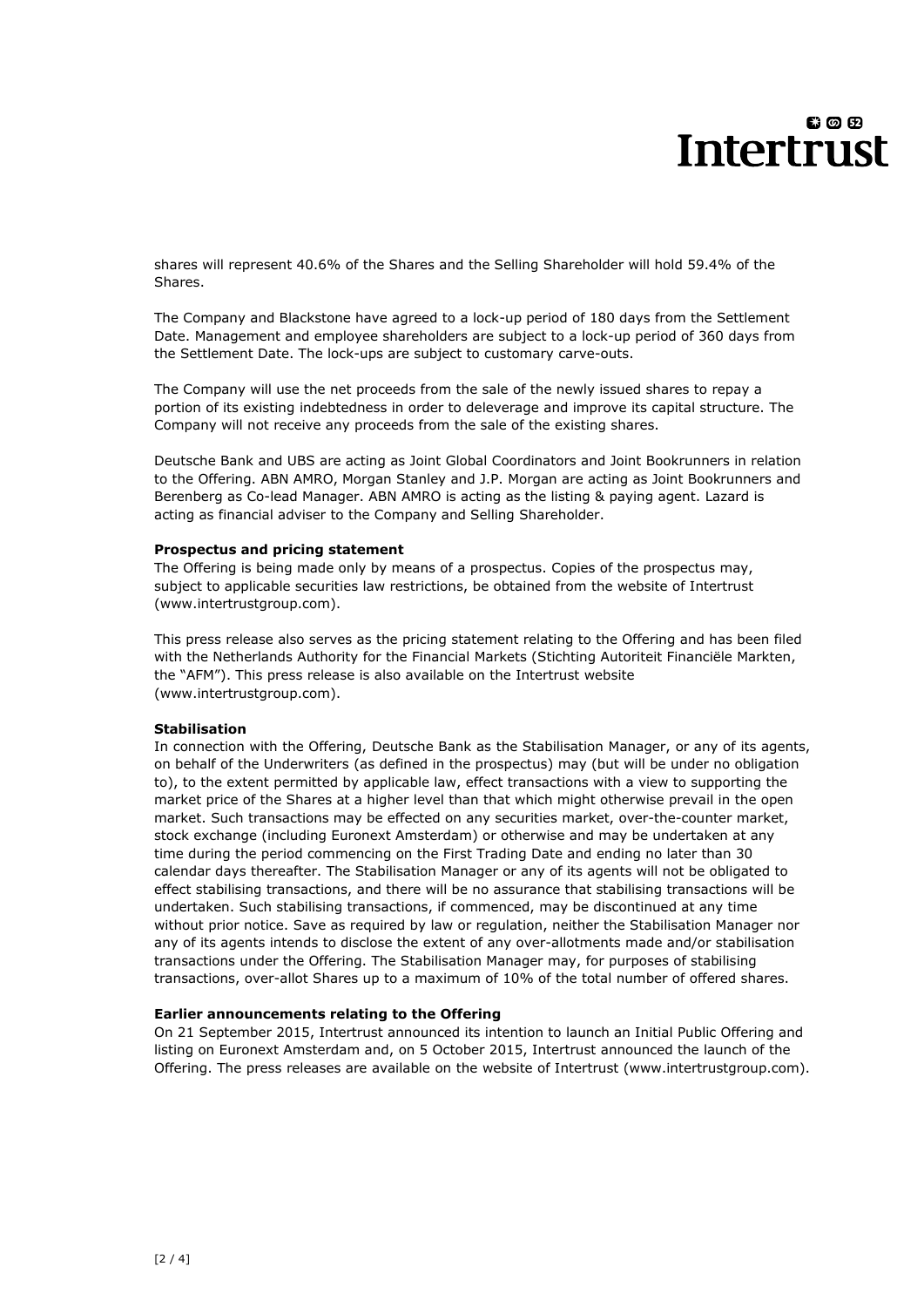shares will represent 40.6% of the Shares and the Selling Shareholder will hold 59.4% of the Shares.

The Company and Blackstone have agreed to a lock-up period of 180 days from the Settlement Date. Management and employee shareholders are subject to a lock-up period of 360 days from the Settlement Date. The lock-ups are subject to customary carve-outs.

The Company will use the net proceeds from the sale of the newly issued shares to repay a portion of its existing indebtedness in order to deleverage and improve its capital structure. The Company will not receive any proceeds from the sale of the existing shares.

Deutsche Bank and UBS are acting as Joint Global Coordinators and Joint Bookrunners in relation to the Offering. ABN AMRO, Morgan Stanley and J.P. Morgan are acting as Joint Bookrunners and Berenberg as Co-lead Manager. ABN AMRO is acting as the listing & paying agent. Lazard is acting as financial adviser to the Company and Selling Shareholder.

**Prospectus and pricing statement**

The Offering is being made only by means of a prospectus. Copies of the prospectus may, subject to applicable securities law restrictions, be obtained from the website of Intertrust (www.intertrustgroup.com).

This press release also serves as the pricing statement relating to the Offering and has been filed with the Netherlands Authority for the Financial Markets (Stichting Autoriteit Financiële Markten, the "AFM"). This press release is also available on the Intertrust website (www.intertrustgroup.com).

**Stabilisation**

In connection with the Offering, Deutsche Bank as the Stabilisation Manager, or any of its agents, on behalf of the Underwriters (as defined in the prospectus) may (but will be under no obligation to), to the extent permitted by applicable law, effect transactions with a view to supporting the market price of the Shares at a higher level than that which might otherwise prevail in the open market. Such transactions may be effected on any securities market, over-the-counter market, stock exchange (including Euronext Amsterdam) or otherwise and may be undertaken at any time during the period commencing on the First Trading Date and ending no later than 30 calendar days thereafter. The Stabilisation Manager or any of its agents will not be obligated to effect stabilising transactions, and there will be no assurance that stabilising transactions will be undertaken. Such stabilising transactions, if commenced, may be discontinued at any time without prior notice. Save as required by law or regulation, neither the Stabilisation Manager nor any of its agents intends to disclose the extent of any over-allotments made and/or stabilisation transactions under the Offering. The Stabilisation Manager may, for purposes of stabilising transactions, over-allot Shares up to a maximum of 10% of the total number of offered shares.

**Earlier announcements relating to the Offering**

On 21 September 2015, Intertrust announced its intention to launch an Initial Public Offering and listing on Euronext Amsterdam and, on 5 October 2015, Intertrust announced the launch of the Offering. The press releases are available on the website of Intertrust (www.intertrustgroup.com).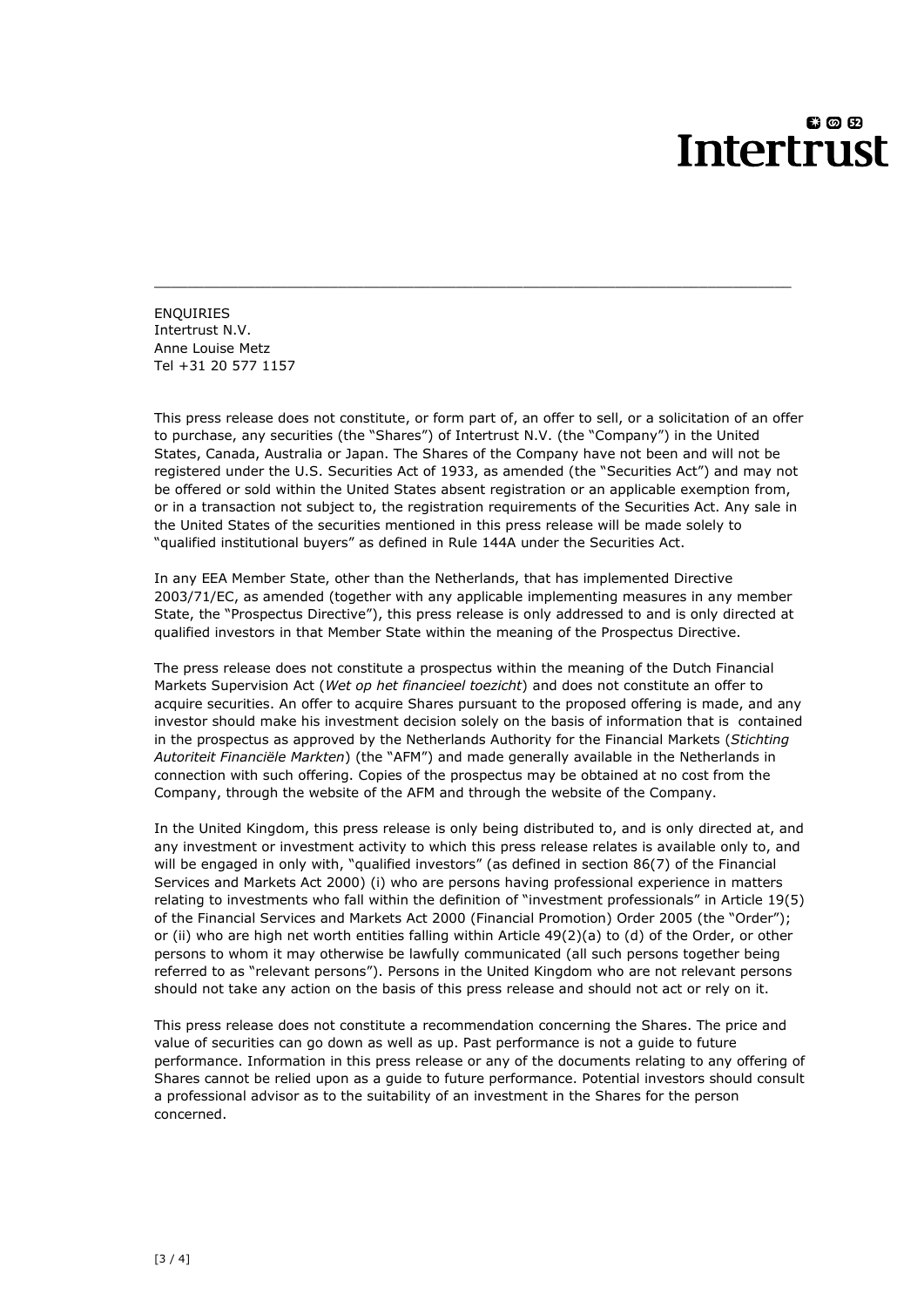ENQUIRIES
Intertrust N.V.
Anne Louise Metz
Tel +31 20 577 1157

This press release does not constitute, or form part of, an offer to sell, or a solicitation of an offer to purchase, any securities (the "Shares") of Intertrust N.V. (the "Company") in the United States, Canada, Australia or Japan. The Shares of the Company have not been and will not be registered under the U.S. Securities Act of 1933, as amended (the "Securities Act") and may not be offered or sold within the United States absent registration or an applicable exemption from, or in a transaction not subject to, the registration requirements of the Securities Act. Any sale in the United States of the securities mentioned in this press release will be made solely to "qualified institutional buyers" as defined in Rule 144A under the Securities Act.

In any EEA Member State, other than the Netherlands, that has implemented Directive 2003/71/EC, as amended (together with any applicable implementing measures in any member State, the "Prospectus Directive"), this press release is only addressed to and is only directed at qualified investors in that Member State within the meaning of the Prospectus Directive.

The press release does not constitute a prospectus within the meaning of the Dutch Financial Markets Supervision Act (*Wet op het financieel toezicht*) and does not constitute an offer to acquire securities. An offer to acquire Shares pursuant to the proposed offering is made, and any investor should make his investment decision solely on the basis of information that is contained in the prospectus as approved by the Netherlands Authority for the Financial Markets (*Stichting Autoriteit Financiële Markten*) (the "AFM") and made generally available in the Netherlands in connection with such offering. Copies of the prospectus may be obtained at no cost from the Company, through the website of the AFM and through the website of the Company.

In the United Kingdom, this press release is only being distributed to, and is only directed at, and any investment or investment activity to which this press release relates is available only to, and will be engaged in only with, "qualified investors" (as defined in section 86(7) of the Financial Services and Markets Act 2000) (i) who are persons having professional experience in matters relating to investments who fall within the definition of "investment professionals" in Article 19(5) of the Financial Services and Markets Act 2000 (Financial Promotion) Order 2005 (the "Order"); or (ii) who are high net worth entities falling within Article 49(2)(a) to (d) of the Order, or other persons to whom it may otherwise be lawfully communicated (all such persons together being referred to as "relevant persons"). Persons in the United Kingdom who are not relevant persons should not take any action on the basis of this press release and should not act or rely on it.

This press release does not constitute a recommendation concerning the Shares. The price and value of securities can go down as well as up. Past performance is not a guide to future performance. Information in this press release or any of the documents relating to any offering of Shares cannot be relied upon as a guide to future performance. Potential investors should consult a professional advisor as to the suitability of an investment in the Shares for the person concerned.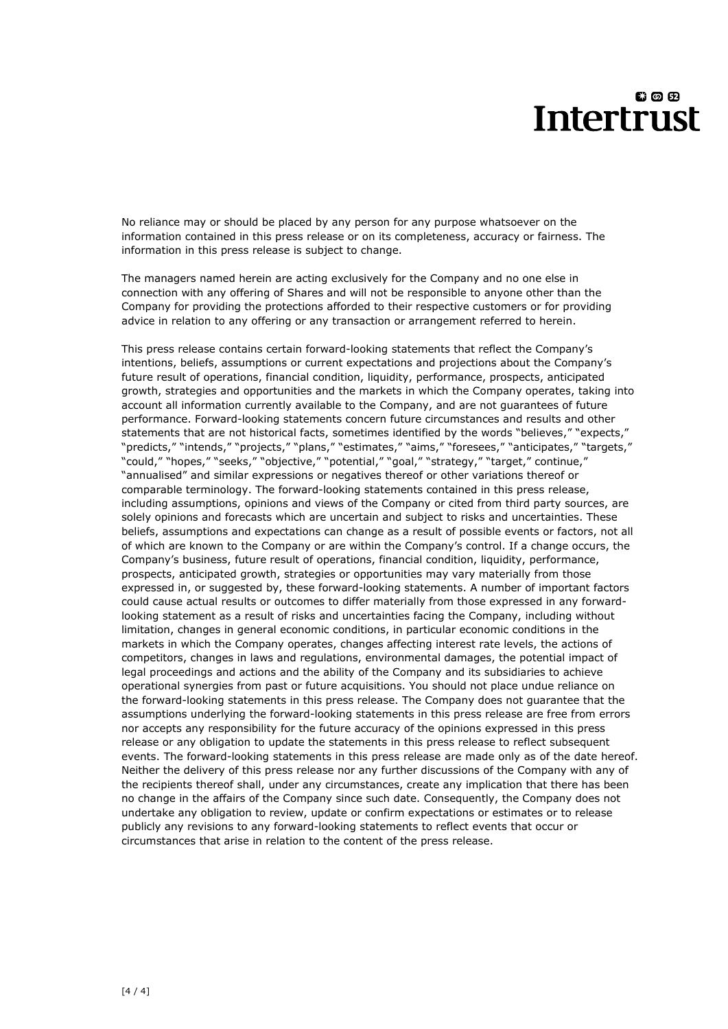No reliance may or should be placed by any person for any purpose whatsoever on the information contained in this press release or on its completeness, accuracy or fairness. The information in this press release is subject to change.

The managers named herein are acting exclusively for the Company and no one else in connection with any offering of Shares and will not be responsible to anyone other than the Company for providing the protections afforded to their respective customers or for providing advice in relation to any offering or any transaction or arrangement referred to herein.

This press release contains certain forward-looking statements that reflect the Company's intentions, beliefs, assumptions or current expectations and projections about the Company's future result of operations, financial condition, liquidity, performance, prospects, anticipated growth, strategies and opportunities and the markets in which the Company operates, taking into account all information currently available to the Company, and are not guarantees of future performance. Forward-looking statements concern future circumstances and results and other statements that are not historical facts, sometimes identified by the words "believes," "expects," "predicts," "intends," "projects," "plans," "estimates," "aims," "foresees," "anticipates," "targets," "could," "hopes," "seeks," "objective," "potential," "goal," "strategy," "target," continue," "annualised" and similar expressions or negatives thereof or other variations thereof or comparable terminology. The forward-looking statements contained in this press release, including assumptions, opinions and views of the Company or cited from third party sources, are solely opinions and forecasts which are uncertain and subject to risks and uncertainties. These beliefs, assumptions and expectations can change as a result of possible events or factors, not all of which are known to the Company or are within the Company's control. If a change occurs, the Company's business, future result of operations, financial condition, liquidity, performance, prospects, anticipated growth, strategies or opportunities may vary materially from those expressed in, or suggested by, these forward-looking statements. A number of important factors could cause actual results or outcomes to differ materially from those expressed in any forward-looking statement as a result of risks and uncertainties facing the Company, including without limitation, changes in general economic conditions, in particular economic conditions in the markets in which the Company operates, changes affecting interest rate levels, the actions of competitors, changes in laws and regulations, environmental damages, the potential impact of legal proceedings and actions and the ability of the Company and its subsidiaries to achieve operational synergies from past or future acquisitions. You should not place undue reliance on the forward-looking statements in this press release. The Company does not guarantee that the assumptions underlying the forward-looking statements in this press release are free from errors nor accepts any responsibility for the future accuracy of the opinions expressed in this press release or any obligation to update the statements in this press release to reflect subsequent events. The forward-looking statements in this press release are made only as of the date hereof. Neither the delivery of this press release nor any further discussions of the Company with any of the recipients thereof shall, under any circumstances, create any implication that there has been no change in the affairs of the Company since such date. Consequently, the Company does not undertake any obligation to review, update or confirm expectations or estimates or to release publicly any revisions to any forward-looking statements to reflect events that occur or circumstances that arise in relation to the content of the press release.